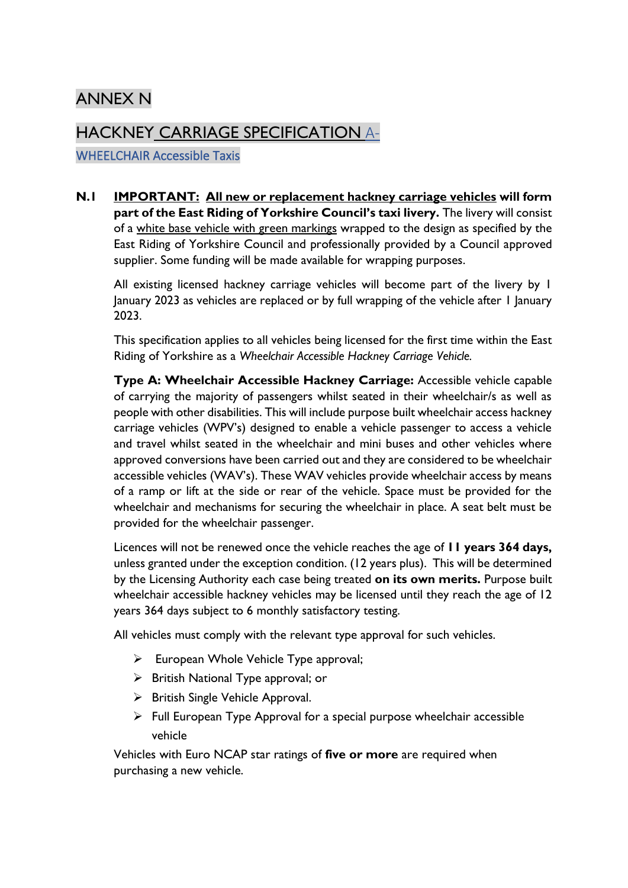# ANNEX N

## HACKNEY CARRIAGE SPECIFICATION A-WHEELCHAIR Accessible Taxis

**N.1** **IMPORTANT: All new or replacement hackney carriage vehicles will form part of the East Riding of Yorkshire Council's taxi livery.** The livery will consist of a white base vehicle with green markings wrapped to the design as specified by the East Riding of Yorkshire Council and professionally provided by a Council approved supplier. Some funding will be made available for wrapping purposes.

All existing licensed hackney carriage vehicles will become part of the livery by 1 January 2023 as vehicles are replaced or by full wrapping of the vehicle after 1 January 2023.

This specification applies to all vehicles being licensed for the first time within the East Riding of Yorkshire as a *Wheelchair Accessible Hackney Carriage Vehicle.*

**Type A: Wheelchair Accessible Hackney Carriage:** Accessible vehicle capable of carrying the majority of passengers whilst seated in their wheelchair/s as well as people with other disabilities. This will include purpose built wheelchair access hackney carriage vehicles (WPV's) designed to enable a vehicle passenger to access a vehicle and travel whilst seated in the wheelchair and mini buses and other vehicles where approved conversions have been carried out and they are considered to be wheelchair accessible vehicles (WAV's). These WAV vehicles provide wheelchair access by means of a ramp or lift at the side or rear of the vehicle. Space must be provided for the wheelchair and mechanisms for securing the wheelchair in place. A seat belt must be provided for the wheelchair passenger.

Licences will not be renewed once the vehicle reaches the age of **11 years 364 days,** unless granted under the exception condition. (12 years plus). This will be determined by the Licensing Authority each case being treated **on its own merits.** Purpose built wheelchair accessible hackney vehicles may be licensed until they reach the age of 12 years 364 days subject to 6 monthly satisfactory testing.

All vehicles must comply with the relevant type approval for such vehicles.

- European Whole Vehicle Type approval;
- British National Type approval; or
- British Single Vehicle Approval.
- Full European Type Approval for a special purpose wheelchair accessible vehicle

Vehicles with Euro NCAP star ratings of **five or more** are required when purchasing a new vehicle.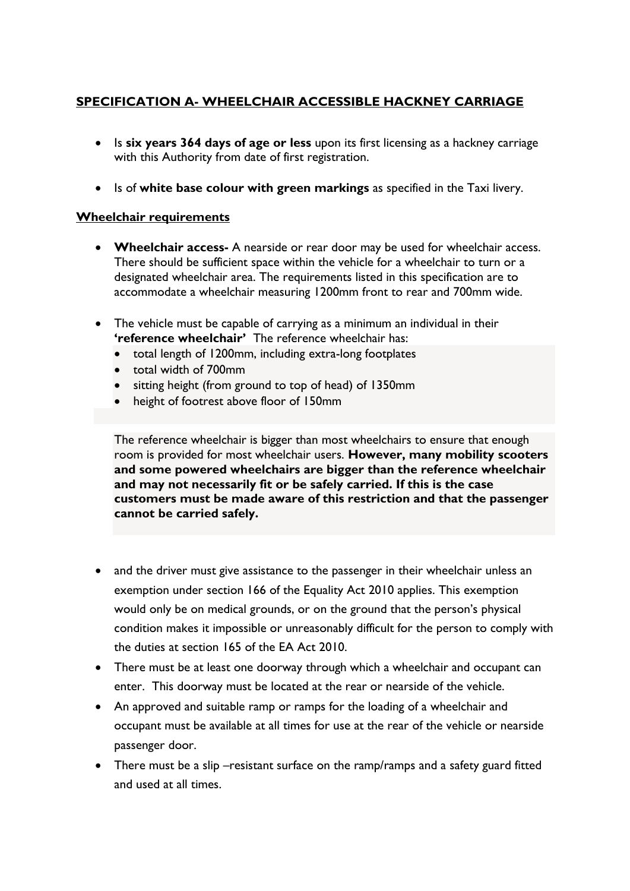## SPECIFICATION A- WHEELCHAIR ACCESSIBLE HACKNEY CARRIAGE

- Is **six years 364 days of age or less** upon its first licensing as a hackney carriage with this Authority from date of first registration.
- Is of **white base colour with green markings** as specified in the Taxi livery.

### Wheelchair requirements

- **Wheelchair access-** A nearside or rear door may be used for wheelchair access. There should be sufficient space within the vehicle for a wheelchair to turn or a designated wheelchair area. The requirements listed in this specification are to accommodate a wheelchair measuring 1200mm front to rear and 700mm wide.
- The vehicle must be capable of carrying as a minimum an individual in their **'reference wheelchair'** The reference wheelchair has:
  - total length of 1200mm, including extra-long footplates
  - total width of 700mm
  - sitting height (from ground to top of head) of 1350mm
  - height of footrest above floor of 150mm

  The reference wheelchair is bigger than most wheelchairs to ensure that enough room is provided for most wheelchair users. **However, many mobility scooters and some powered wheelchairs are bigger than the reference wheelchair and may not necessarily fit or be safely carried. If this is the case customers must be made aware of this restriction and that the passenger cannot be carried safely.**

- and the driver must give assistance to the passenger in their wheelchair unless an exemption under section 166 of the Equality Act 2010 applies. This exemption would only be on medical grounds, or on the ground that the person's physical condition makes it impossible or unreasonably difficult for the person to comply with the duties at section 165 of the EA Act 2010.
- There must be at least one doorway through which a wheelchair and occupant can enter. This doorway must be located at the rear or nearside of the vehicle.
- An approved and suitable ramp or ramps for the loading of a wheelchair and occupant must be available at all times for use at the rear of the vehicle or nearside passenger door.
- There must be a slip –resistant surface on the ramp/ramps and a safety guard fitted and used at all times.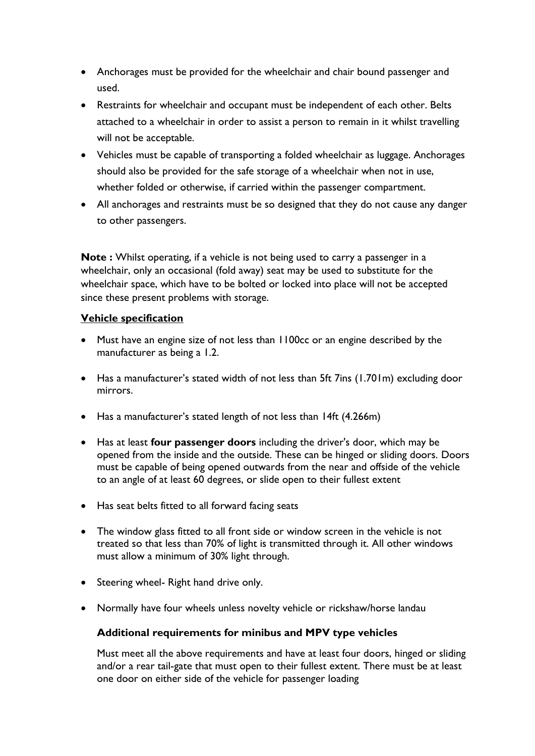- Anchorages must be provided for the wheelchair and chair bound passenger and used.
- Restraints for wheelchair and occupant must be independent of each other. Belts attached to a wheelchair in order to assist a person to remain in it whilst travelling will not be acceptable.
- Vehicles must be capable of transporting a folded wheelchair as luggage. Anchorages should also be provided for the safe storage of a wheelchair when not in use, whether folded or otherwise, if carried within the passenger compartment.
- All anchorages and restraints must be so designed that they do not cause any danger to other passengers.

**Note :** Whilst operating, if a vehicle is not being used to carry a passenger in a wheelchair, only an occasional (fold away) seat may be used to substitute for the wheelchair space, which have to be bolted or locked into place will not be accepted since these present problems with storage.

**Vehicle specification**

- Must have an engine size of not less than 1100cc or an engine described by the manufacturer as being a 1.2.
- Has a manufacturer's stated width of not less than 5ft 7ins (1.701m) excluding door mirrors.
- Has a manufacturer's stated length of not less than 14ft (4.266m)
- Has at least **four passenger doors** including the driver's door, which may be opened from the inside and the outside. These can be hinged or sliding doors. Doors must be capable of being opened outwards from the near and offside of the vehicle to an angle of at least 60 degrees, or slide open to their fullest extent
- Has seat belts fitted to all forward facing seats
- The window glass fitted to all front side or window screen in the vehicle is not treated so that less than 70% of light is transmitted through it. All other windows must allow a minimum of 30% light through.
- Steering wheel- Right hand drive only.
- Normally have four wheels unless novelty vehicle or rickshaw/horse landau

**Additional requirements for minibus and MPV type vehicles**

Must meet all the above requirements and have at least four doors, hinged or sliding and/or a rear tail-gate that must open to their fullest extent. There must be at least one door on either side of the vehicle for passenger loading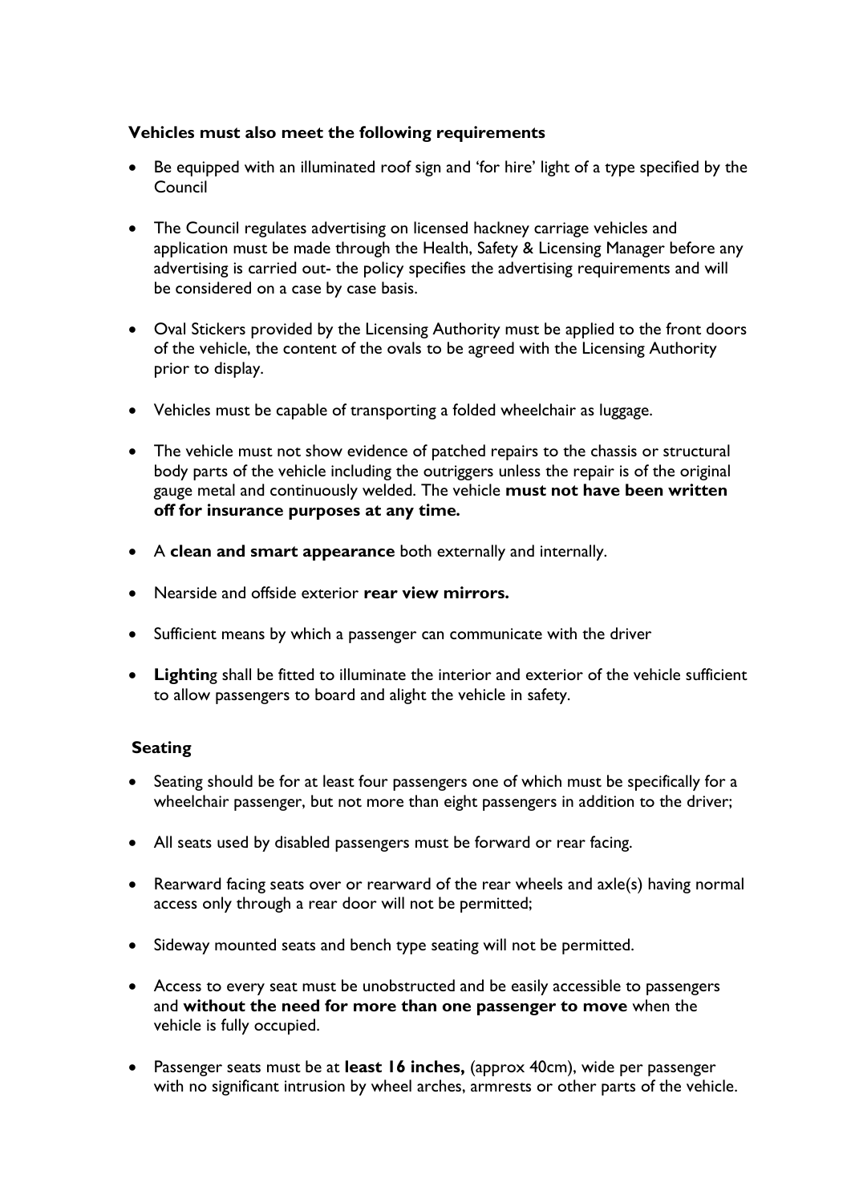**Vehicles must also meet the following requirements**

- Be equipped with an illuminated roof sign and 'for hire' light of a type specified by the Council
- The Council regulates advertising on licensed hackney carriage vehicles and application must be made through the Health, Safety & Licensing Manager before any advertising is carried out- the policy specifies the advertising requirements and will be considered on a case by case basis.
- Oval Stickers provided by the Licensing Authority must be applied to the front doors of the vehicle, the content of the ovals to be agreed with the Licensing Authority prior to display.
- Vehicles must be capable of transporting a folded wheelchair as luggage.
- The vehicle must not show evidence of patched repairs to the chassis or structural body parts of the vehicle including the outriggers unless the repair is of the original gauge metal and continuously welded. The vehicle **must not have been written off for insurance purposes at any time.**
- A **clean and smart appearance** both externally and internally.
- Nearside and offside exterior **rear view mirrors.**
- Sufficient means by which a passenger can communicate with the driver
- **Lightin**g shall be fitted to illuminate the interior and exterior of the vehicle sufficient to allow passengers to board and alight the vehicle in safety.

**Seating**

- Seating should be for at least four passengers one of which must be specifically for a wheelchair passenger, but not more than eight passengers in addition to the driver;
- All seats used by disabled passengers must be forward or rear facing.
- Rearward facing seats over or rearward of the rear wheels and axle(s) having normal access only through a rear door will not be permitted;
- Sideway mounted seats and bench type seating will not be permitted.
- Access to every seat must be unobstructed and be easily accessible to passengers and **without the need for more than one passenger to move** when the vehicle is fully occupied.
- Passenger seats must be at **least 16 inches,** (approx 40cm), wide per passenger with no significant intrusion by wheel arches, armrests or other parts of the vehicle.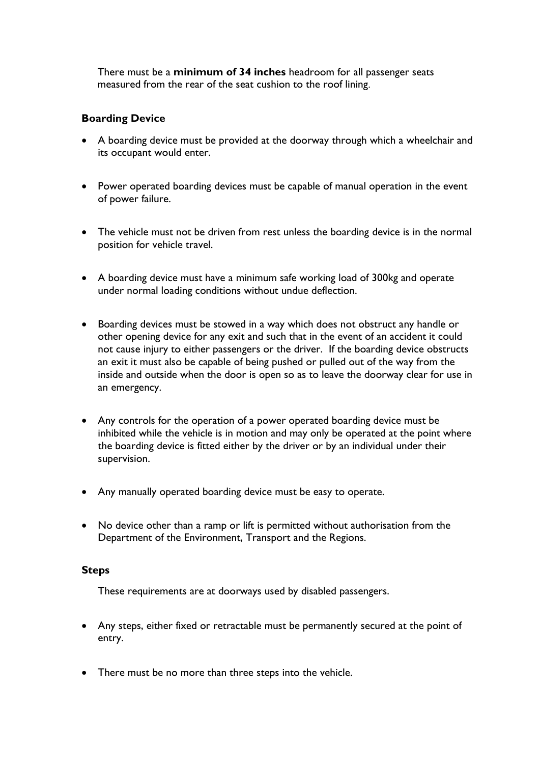There must be a **minimum of 34 inches** headroom for all passenger seats measured from the rear of the seat cushion to the roof lining.

### Boarding Device

- A boarding device must be provided at the doorway through which a wheelchair and its occupant would enter.
- Power operated boarding devices must be capable of manual operation in the event of power failure.
- The vehicle must not be driven from rest unless the boarding device is in the normal position for vehicle travel.
- A boarding device must have a minimum safe working load of 300kg and operate under normal loading conditions without undue deflection.
- Boarding devices must be stowed in a way which does not obstruct any handle or other opening device for any exit and such that in the event of an accident it could not cause injury to either passengers or the driver. If the boarding device obstructs an exit it must also be capable of being pushed or pulled out of the way from the inside and outside when the door is open so as to leave the doorway clear for use in an emergency.
- Any controls for the operation of a power operated boarding device must be inhibited while the vehicle is in motion and may only be operated at the point where the boarding device is fitted either by the driver or by an individual under their supervision.
- Any manually operated boarding device must be easy to operate.
- No device other than a ramp or lift is permitted without authorisation from the Department of the Environment, Transport and the Regions.

### Steps

These requirements are at doorways used by disabled passengers.

- Any steps, either fixed or retractable must be permanently secured at the point of entry.
- There must be no more than three steps into the vehicle.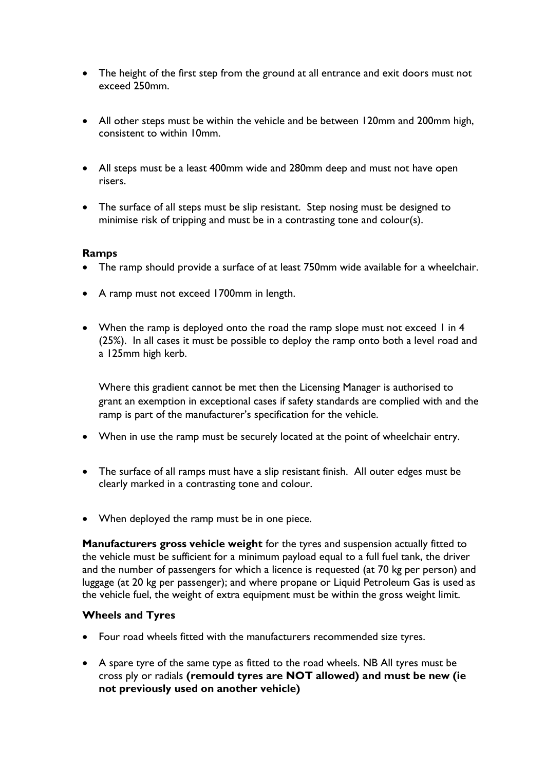- The height of the first step from the ground at all entrance and exit doors must not exceed 250mm.

- All other steps must be within the vehicle and be between 120mm and 200mm high, consistent to within 10mm.

- All steps must be a least 400mm wide and 280mm deep and must not have open risers.

- The surface of all steps must be slip resistant. Step nosing must be designed to minimise risk of tripping and must be in a contrasting tone and colour(s).

**Ramps**

- The ramp should provide a surface of at least 750mm wide available for a wheelchair.

- A ramp must not exceed 1700mm in length.

- When the ramp is deployed onto the road the ramp slope must not exceed 1 in 4 (25%). In all cases it must be possible to deploy the ramp onto both a level road and a 125mm high kerb.

  Where this gradient cannot be met then the Licensing Manager is authorised to grant an exemption in exceptional cases if safety standards are complied with and the ramp is part of the manufacturer's specification for the vehicle.

- When in use the ramp must be securely located at the point of wheelchair entry.

- The surface of all ramps must have a slip resistant finish. All outer edges must be clearly marked in a contrasting tone and colour.

- When deployed the ramp must be in one piece.

**Manufacturers gross vehicle weight** for the tyres and suspension actually fitted to the vehicle must be sufficient for a minimum payload equal to a full fuel tank, the driver and the number of passengers for which a licence is requested (at 70 kg per person) and luggage (at 20 kg per passenger); and where propane or Liquid Petroleum Gas is used as the vehicle fuel, the weight of extra equipment must be within the gross weight limit.

**Wheels and Tyres**

- Four road wheels fitted with the manufacturers recommended size tyres.

- A spare tyre of the same type as fitted to the road wheels. NB All tyres must be cross ply or radials **(remould tyres are NOT allowed) and must be new (ie not previously used on another vehicle)**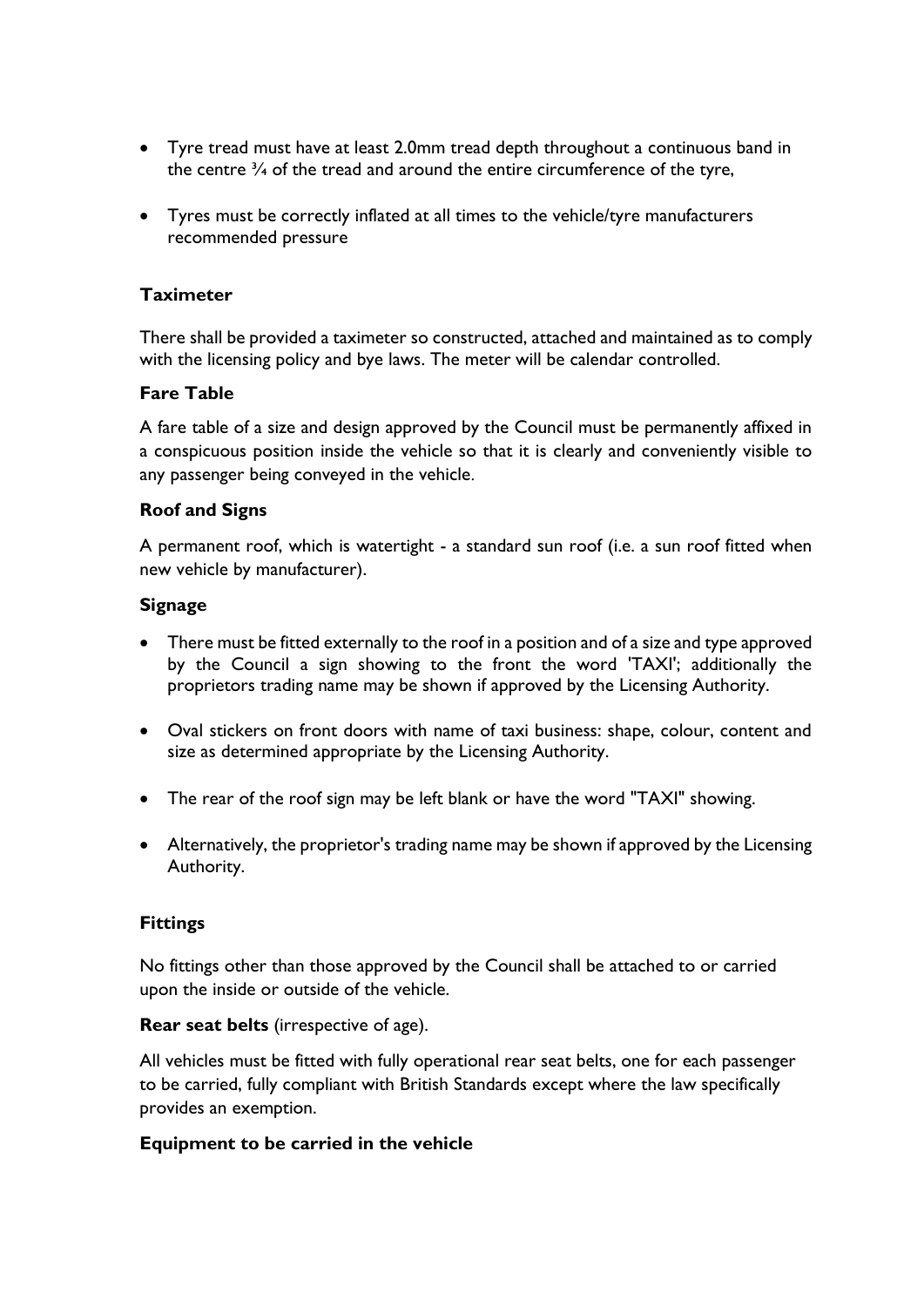- Tyre tread must have at least 2.0mm tread depth throughout a continuous band in the centre ¾ of the tread and around the entire circumference of the tyre,

- Tyres must be correctly inflated at all times to the vehicle/tyre manufacturers recommended pressure

### Taximeter

There shall be provided a taximeter so constructed, attached and maintained as to comply with the licensing policy and bye laws. The meter will be calendar controlled.

### Fare Table

A fare table of a size and design approved by the Council must be permanently affixed in a conspicuous position inside the vehicle so that it is clearly and conveniently visible to any passenger being conveyed in the vehicle.

### Roof and Signs

A permanent roof, which is watertight - a standard sun roof (i.e. a sun roof fitted when new vehicle by manufacturer).

### Signage

- There must be fitted externally to the roof in a position and of a size and type approved by the Council a sign showing to the front the word 'TAXI'; additionally the proprietors trading name may be shown if approved by the Licensing Authority.

- Oval stickers on front doors with name of taxi business: shape, colour, content and size as determined appropriate by the Licensing Authority.

- The rear of the roof sign may be left blank or have the word "TAXI" showing.

- Alternatively, the proprietor's trading name may be shown if approved by the Licensing Authority.

### Fittings

No fittings other than those approved by the Council shall be attached to or carried upon the inside or outside of the vehicle.

**Rear seat belts** (irrespective of age).

All vehicles must be fitted with fully operational rear seat belts, one for each passenger to be carried, fully compliant with British Standards except where the law specifically provides an exemption.

### Equipment to be carried in the vehicle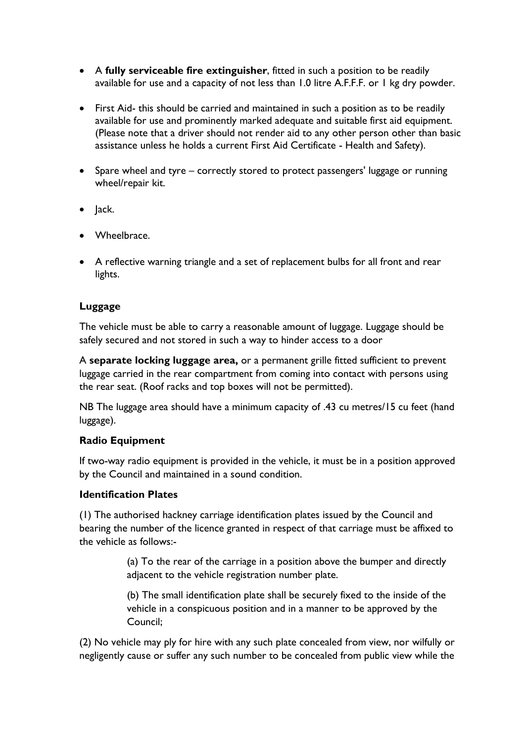- A **fully serviceable fire extinguisher**, fitted in such a position to be readily available for use and a capacity of not less than 1.0 litre A.F.F.F. or 1 kg dry powder.

- First Aid- this should be carried and maintained in such a position as to be readily available for use and prominently marked adequate and suitable first aid equipment. (Please note that a driver should not render aid to any other person other than basic assistance unless he holds a current First Aid Certificate - Health and Safety).

- Spare wheel and tyre – correctly stored to protect passengers' luggage or running wheel/repair kit.

- Jack.

- Wheelbrace.

- A reflective warning triangle and a set of replacement bulbs for all front and rear lights.

### Luggage

The vehicle must be able to carry a reasonable amount of luggage. Luggage should be safely secured and not stored in such a way to hinder access to a door

A **separate locking luggage area,** or a permanent grille fitted sufficient to prevent luggage carried in the rear compartment from coming into contact with persons using the rear seat. (Roof racks and top boxes will not be permitted).

NB The luggage area should have a minimum capacity of .43 cu metres/15 cu feet (hand luggage).

### Radio Equipment

If two-way radio equipment is provided in the vehicle, it must be in a position approved by the Council and maintained in a sound condition.

### Identification Plates

(1) The authorised hackney carriage identification plates issued by the Council and bearing the number of the licence granted in respect of that carriage must be affixed to the vehicle as follows:-

> (a) To the rear of the carriage in a position above the bumper and directly adjacent to the vehicle registration number plate.
>
> (b) The small identification plate shall be securely fixed to the inside of the vehicle in a conspicuous position and in a manner to be approved by the Council;

(2) No vehicle may ply for hire with any such plate concealed from view, nor wilfully or negligently cause or suffer any such number to be concealed from public view while the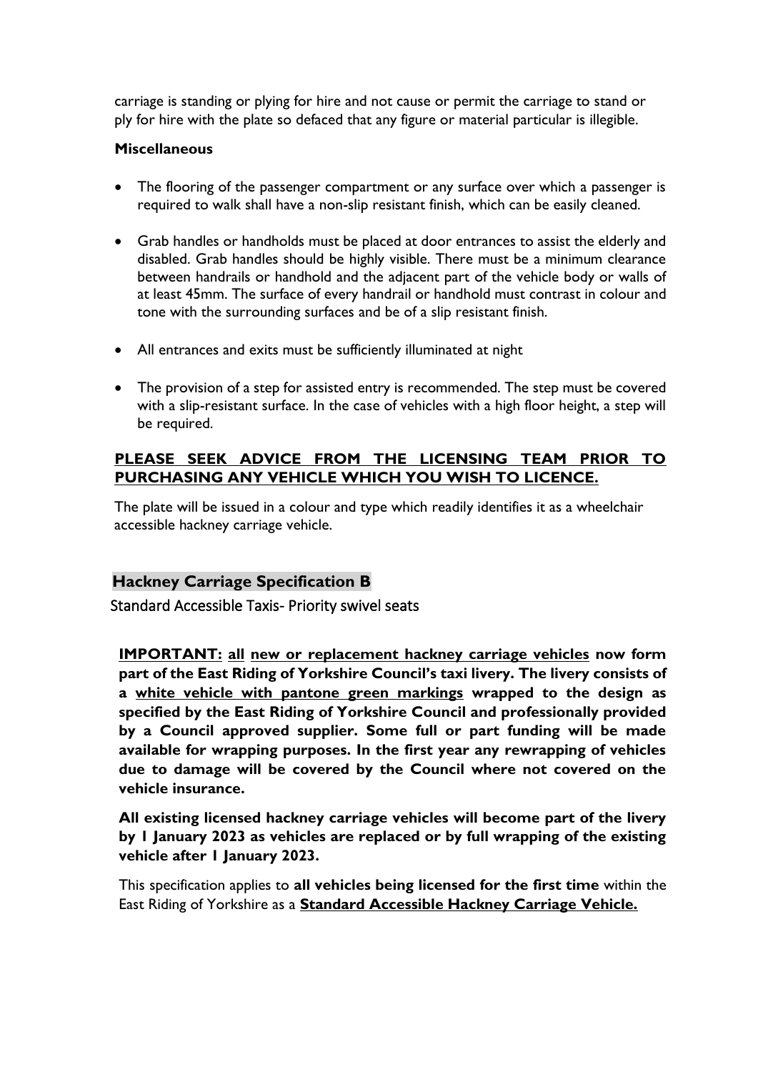carriage is standing or plying for hire and not cause or permit the carriage to stand or ply for hire with the plate so defaced that any figure or material particular is illegible.

**Miscellaneous**

- The flooring of the passenger compartment or any surface over which a passenger is required to walk shall have a non-slip resistant finish, which can be easily cleaned.
- Grab handles or handholds must be placed at door entrances to assist the elderly and disabled. Grab handles should be highly visible. There must be a minimum clearance between handrails or handhold and the adjacent part of the vehicle body or walls of at least 45mm. The surface of every handrail or handhold must contrast in colour and tone with the surrounding surfaces and be of a slip resistant finish.
- All entrances and exits must be sufficiently illuminated at night
- The provision of a step for assisted entry is recommended. The step must be covered with a slip-resistant surface. In the case of vehicles with a high floor height, a step will be required.

**PLEASE SEEK ADVICE FROM THE LICENSING TEAM PRIOR TO PURCHASING ANY VEHICLE WHICH YOU WISH TO LICENCE.**

The plate will be issued in a colour and type which readily identifies it as a wheelchair accessible hackney carriage vehicle.

## Hackney Carriage Specification B

Standard Accessible Taxis- Priority swivel seats

**IMPORTANT: all new or replacement hackney carriage vehicles now form part of the East Riding of Yorkshire Council's taxi livery. The livery consists of a white vehicle with pantone green markings wrapped to the design as specified by the East Riding of Yorkshire Council and professionally provided by a Council approved supplier. Some full or part funding will be made available for wrapping purposes. In the first year any rewrapping of vehicles due to damage will be covered by the Council where not covered on the vehicle insurance.**

**All existing licensed hackney carriage vehicles will become part of the livery by 1 January 2023 as vehicles are replaced or by full wrapping of the existing vehicle after 1 January 2023.**

This specification applies to **all vehicles being licensed for the first time** within the East Riding of Yorkshire as a **Standard Accessible Hackney Carriage Vehicle.**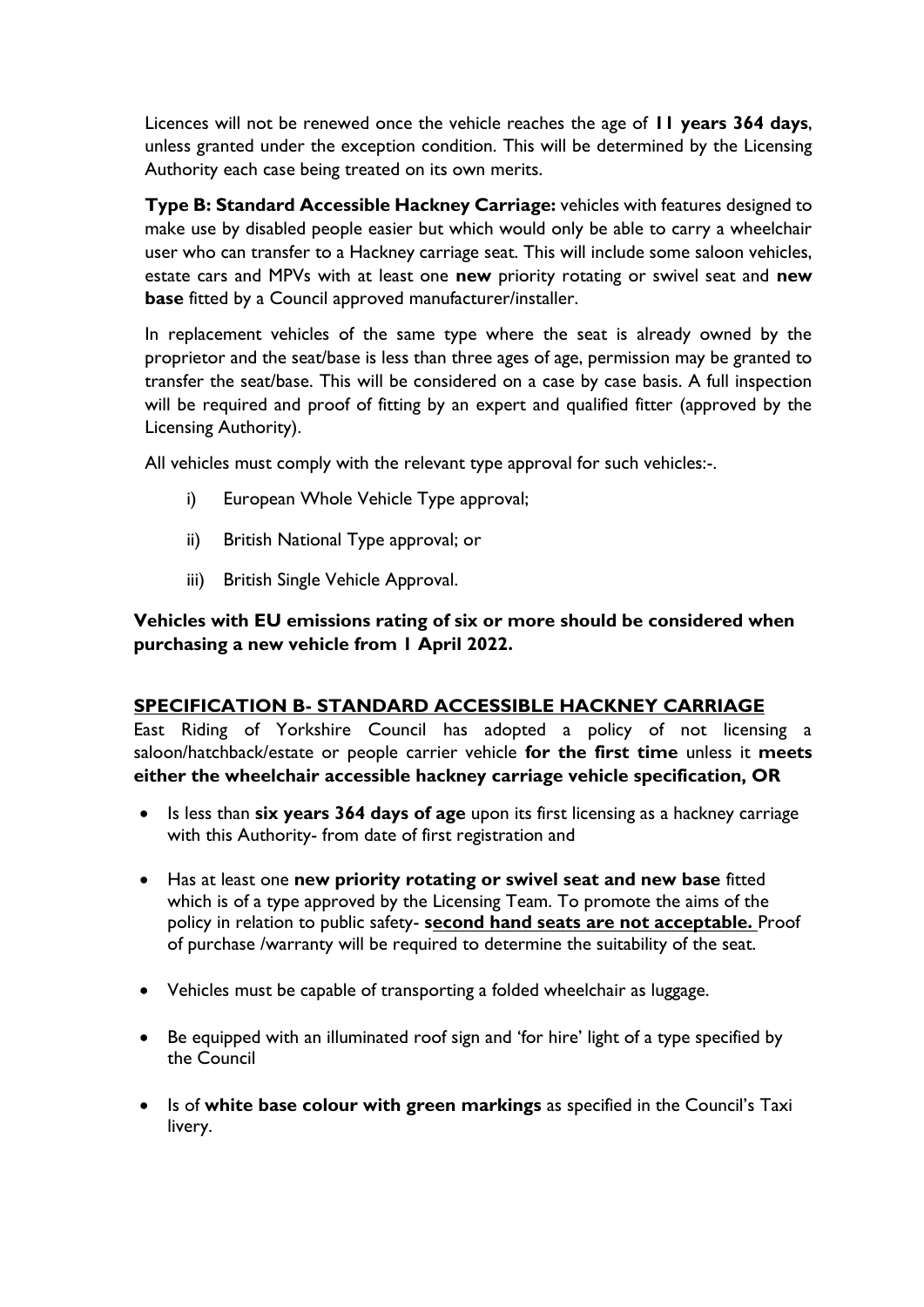Licences will not be renewed once the vehicle reaches the age of **11 years 364 days**, unless granted under the exception condition. This will be determined by the Licensing Authority each case being treated on its own merits.

**Type B: Standard Accessible Hackney Carriage:** vehicles with features designed to make use by disabled people easier but which would only be able to carry a wheelchair user who can transfer to a Hackney carriage seat. This will include some saloon vehicles, estate cars and MPVs with at least one **new** priority rotating or swivel seat and **new base** fitted by a Council approved manufacturer/installer.

In replacement vehicles of the same type where the seat is already owned by the proprietor and the seat/base is less than three ages of age, permission may be granted to transfer the seat/base. This will be considered on a case by case basis. A full inspection will be required and proof of fitting by an expert and qualified fitter (approved by the Licensing Authority).

All vehicles must comply with the relevant type approval for such vehicles:-.

i) European Whole Vehicle Type approval;

ii) British National Type approval; or

iii) British Single Vehicle Approval.

**Vehicles with EU emissions rating of six or more should be considered when purchasing a new vehicle from 1 April 2022.**

## SPECIFICATION B- STANDARD ACCESSIBLE HACKNEY CARRIAGE

East Riding of Yorkshire Council has adopted a policy of not licensing a saloon/hatchback/estate or people carrier vehicle **for the first time** unless it **meets either the wheelchair accessible hackney carriage vehicle specification, OR**

- Is less than **six years 364 days of age** upon its first licensing as a hackney carriage with this Authority- from date of first registration and
- Has at least one **new priority rotating or swivel seat and new base** fitted which is of a type approved by the Licensing Team. To promote the aims of the policy in relation to public safety- **second hand seats are not acceptable.** Proof of purchase /warranty will be required to determine the suitability of the seat.
- Vehicles must be capable of transporting a folded wheelchair as luggage.
- Be equipped with an illuminated roof sign and 'for hire' light of a type specified by the Council
- Is of **white base colour with green markings** as specified in the Council's Taxi livery.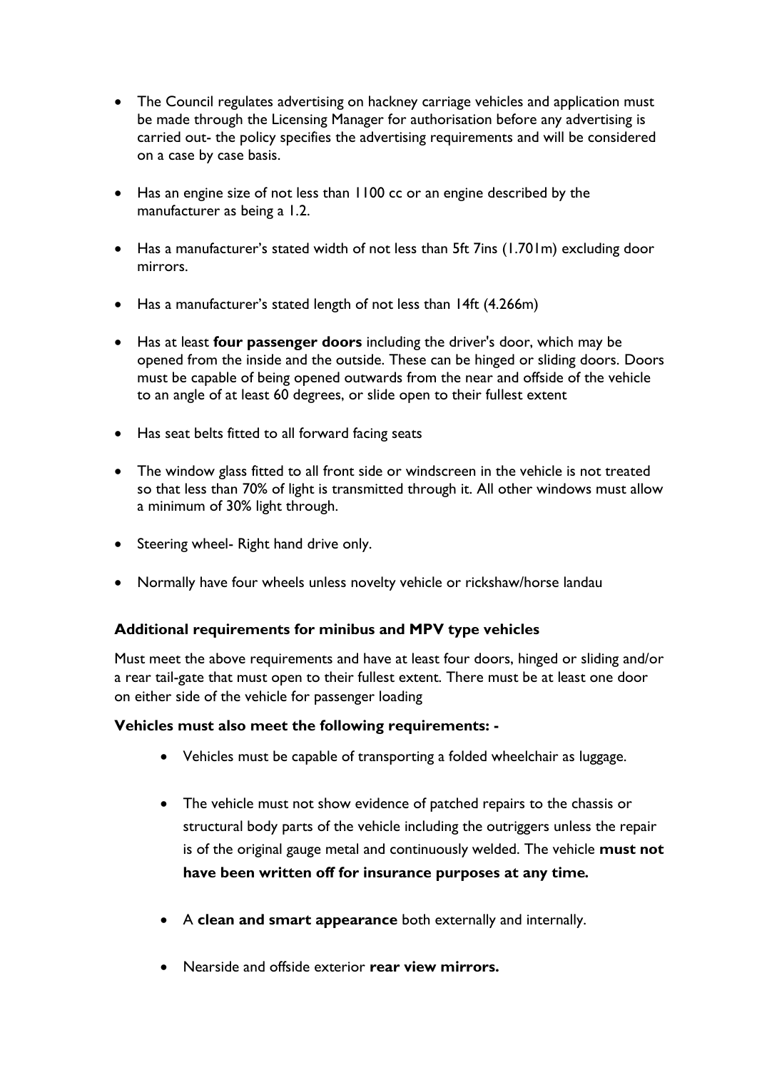- The Council regulates advertising on hackney carriage vehicles and application must be made through the Licensing Manager for authorisation before any advertising is carried out- the policy specifies the advertising requirements and will be considered on a case by case basis.
- Has an engine size of not less than 1100 cc or an engine described by the manufacturer as being a 1.2.
- Has a manufacturer's stated width of not less than 5ft 7ins (1.701m) excluding door mirrors.
- Has a manufacturer's stated length of not less than 14ft (4.266m)
- Has at least **four passenger doors** including the driver's door, which may be opened from the inside and the outside. These can be hinged or sliding doors. Doors must be capable of being opened outwards from the near and offside of the vehicle to an angle of at least 60 degrees, or slide open to their fullest extent
- Has seat belts fitted to all forward facing seats
- The window glass fitted to all front side or windscreen in the vehicle is not treated so that less than 70% of light is transmitted through it. All other windows must allow a minimum of 30% light through.
- Steering wheel- Right hand drive only.
- Normally have four wheels unless novelty vehicle or rickshaw/horse landau

**Additional requirements for minibus and MPV type vehicles**

Must meet the above requirements and have at least four doors, hinged or sliding and/or a rear tail-gate that must open to their fullest extent. There must be at least one door on either side of the vehicle for passenger loading

**Vehicles must also meet the following requirements: -**

- Vehicles must be capable of transporting a folded wheelchair as luggage.
- The vehicle must not show evidence of patched repairs to the chassis or structural body parts of the vehicle including the outriggers unless the repair is of the original gauge metal and continuously welded. The vehicle **must not have been written off for insurance purposes at any time.**
- A **clean and smart appearance** both externally and internally.
- Nearside and offside exterior **rear view mirrors.**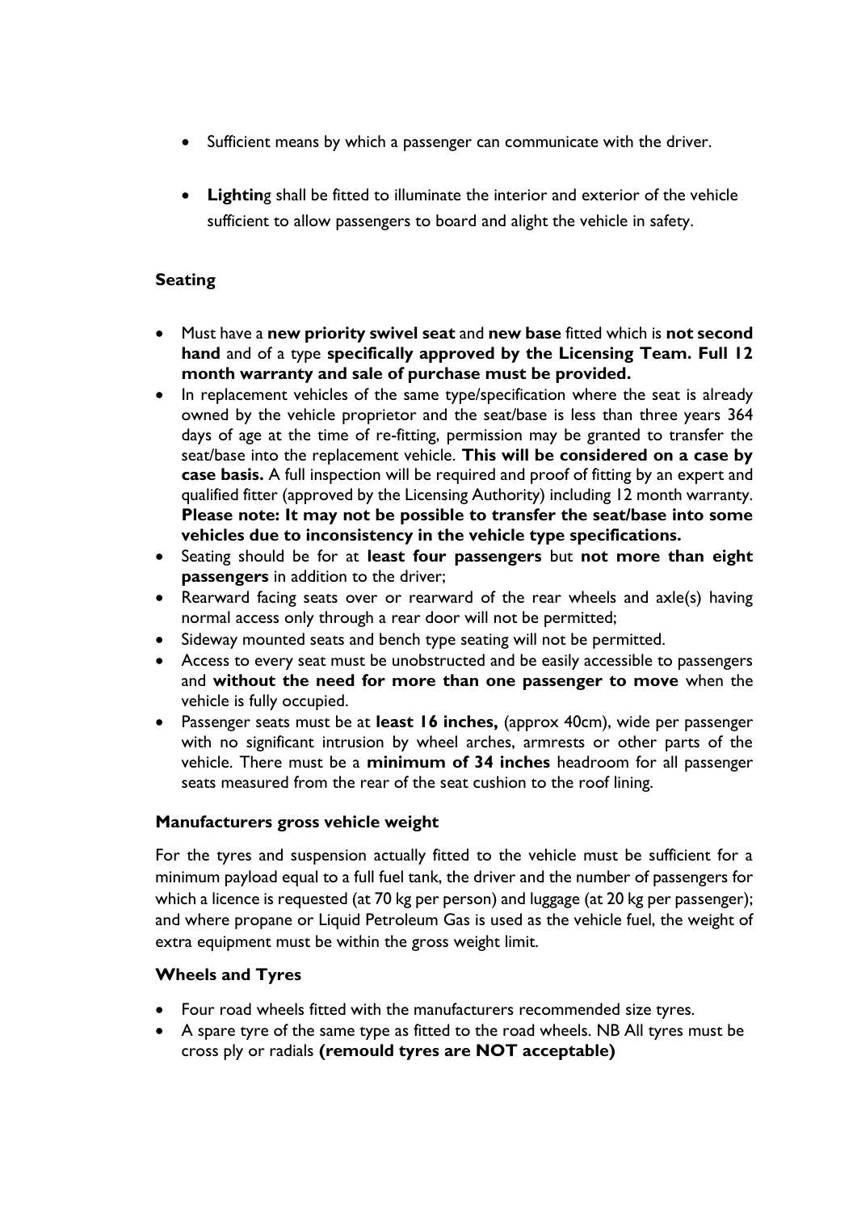- Sufficient means by which a passenger can communicate with the driver.

- **Lightin**g shall be fitted to illuminate the interior and exterior of the vehicle sufficient to allow passengers to board and alight the vehicle in safety.

### Seating

- Must have a **new priority swivel seat** and **new base** fitted which is **not second hand** and of a type **specifically approved by the Licensing Team. Full 12 month warranty and sale of purchase must be provided.**
- In replacement vehicles of the same type/specification where the seat is already owned by the vehicle proprietor and the seat/base is less than three years 364 days of age at the time of re-fitting, permission may be granted to transfer the seat/base into the replacement vehicle. **This will be considered on a case by case basis.** A full inspection will be required and proof of fitting by an expert and qualified fitter (approved by the Licensing Authority) including 12 month warranty. **Please note: It may not be possible to transfer the seat/base into some vehicles due to inconsistency in the vehicle type specifications.**
- Seating should be for at **least four passengers** but **not more than eight passengers** in addition to the driver;
- Rearward facing seats over or rearward of the rear wheels and axle(s) having normal access only through a rear door will not be permitted;
- Sideway mounted seats and bench type seating will not be permitted.
- Access to every seat must be unobstructed and be easily accessible to passengers and **without the need for more than one passenger to move** when the vehicle is fully occupied.
- Passenger seats must be at **least 16 inches,** (approx 40cm), wide per passenger with no significant intrusion by wheel arches, armrests or other parts of the vehicle. There must be a **minimum of 34 inches** headroom for all passenger seats measured from the rear of the seat cushion to the roof lining.

### Manufacturers gross vehicle weight

For the tyres and suspension actually fitted to the vehicle must be sufficient for a minimum payload equal to a full fuel tank, the driver and the number of passengers for which a licence is requested (at 70 kg per person) and luggage (at 20 kg per passenger); and where propane or Liquid Petroleum Gas is used as the vehicle fuel, the weight of extra equipment must be within the gross weight limit.

### Wheels and Tyres

- Four road wheels fitted with the manufacturers recommended size tyres.
- A spare tyre of the same type as fitted to the road wheels. NB All tyres must be cross ply or radials **(remould tyres are NOT acceptable)**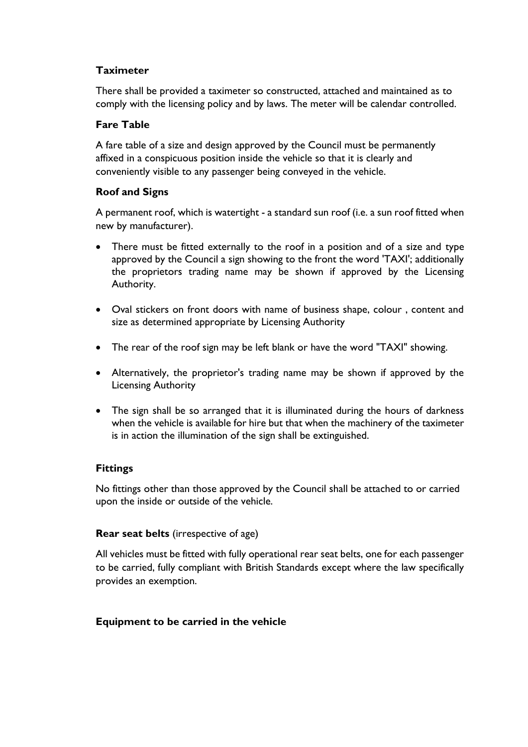### Taximeter

There shall be provided a taximeter so constructed, attached and maintained as to comply with the licensing policy and by laws. The meter will be calendar controlled.

### Fare Table

A fare table of a size and design approved by the Council must be permanently affixed in a conspicuous position inside the vehicle so that it is clearly and conveniently visible to any passenger being conveyed in the vehicle.

### Roof and Signs

A permanent roof, which is watertight - a standard sun roof (i.e. a sun roof fitted when new by manufacturer).

- There must be fitted externally to the roof in a position and of a size and type approved by the Council a sign showing to the front the word 'TAXI'; additionally the proprietors trading name may be shown if approved by the Licensing Authority.
- Oval stickers on front doors with name of business shape, colour , content and size as determined appropriate by Licensing Authority
- The rear of the roof sign may be left blank or have the word "TAXI" showing.
- Alternatively, the proprietor's trading name may be shown if approved by the Licensing Authority
- The sign shall be so arranged that it is illuminated during the hours of darkness when the vehicle is available for hire but that when the machinery of the taximeter is in action the illumination of the sign shall be extinguished.

### Fittings

No fittings other than those approved by the Council shall be attached to or carried upon the inside or outside of the vehicle.

**Rear seat belts** (irrespective of age)

All vehicles must be fitted with fully operational rear seat belts, one for each passenger to be carried, fully compliant with British Standards except where the law specifically provides an exemption.

**Equipment to be carried in the vehicle**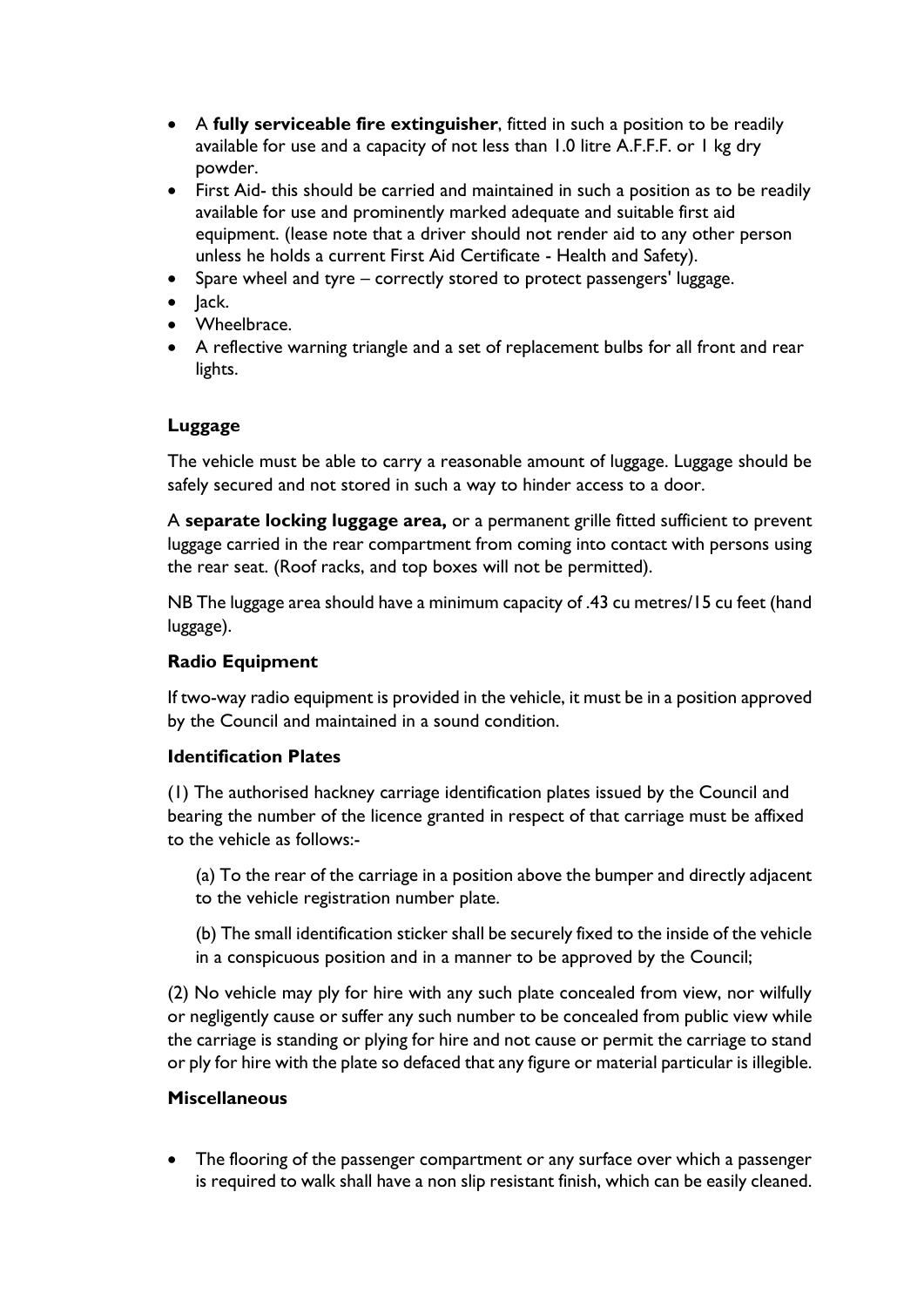- A **fully serviceable fire extinguisher**, fitted in such a position to be readily available for use and a capacity of not less than 1.0 litre A.F.F.F. or 1 kg dry powder.
- First Aid- this should be carried and maintained in such a position as to be readily available for use and prominently marked adequate and suitable first aid equipment. (lease note that a driver should not render aid to any other person unless he holds a current First Aid Certificate - Health and Safety).
- Spare wheel and tyre – correctly stored to protect passengers' luggage.
- Jack.
- Wheelbrace.
- A reflective warning triangle and a set of replacement bulbs for all front and rear lights.

### Luggage

The vehicle must be able to carry a reasonable amount of luggage. Luggage should be safely secured and not stored in such a way to hinder access to a door.

A **separate locking luggage area,** or a permanent grille fitted sufficient to prevent luggage carried in the rear compartment from coming into contact with persons using the rear seat. (Roof racks, and top boxes will not be permitted).

NB The luggage area should have a minimum capacity of .43 cu metres/15 cu feet (hand luggage).

### Radio Equipment

If two-way radio equipment is provided in the vehicle, it must be in a position approved by the Council and maintained in a sound condition.

### Identification Plates

(1) The authorised hackney carriage identification plates issued by the Council and bearing the number of the licence granted in respect of that carriage must be affixed to the vehicle as follows:-

(a) To the rear of the carriage in a position above the bumper and directly adjacent to the vehicle registration number plate.

(b) The small identification sticker shall be securely fixed to the inside of the vehicle in a conspicuous position and in a manner to be approved by the Council;

(2) No vehicle may ply for hire with any such plate concealed from view, nor wilfully or negligently cause or suffer any such number to be concealed from public view while the carriage is standing or plying for hire and not cause or permit the carriage to stand or ply for hire with the plate so defaced that any figure or material particular is illegible.

### Miscellaneous

- The flooring of the passenger compartment or any surface over which a passenger is required to walk shall have a non slip resistant finish, which can be easily cleaned.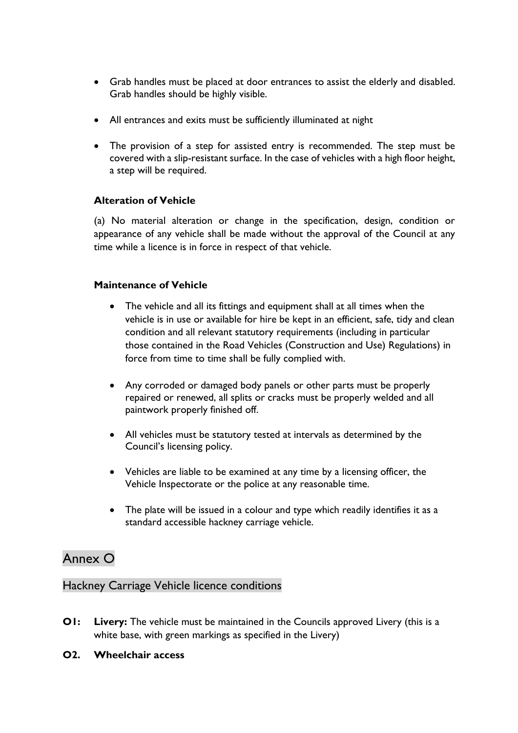- Grab handles must be placed at door entrances to assist the elderly and disabled. Grab handles should be highly visible.
- All entrances and exits must be sufficiently illuminated at night
- The provision of a step for assisted entry is recommended. The step must be covered with a slip-resistant surface. In the case of vehicles with a high floor height, a step will be required.

**Alteration of Vehicle**

(a) No material alteration or change in the specification, design, condition or appearance of any vehicle shall be made without the approval of the Council at any time while a licence is in force in respect of that vehicle.

**Maintenance of Vehicle**

- The vehicle and all its fittings and equipment shall at all times when the vehicle is in use or available for hire be kept in an efficient, safe, tidy and clean condition and all relevant statutory requirements (including in particular those contained in the Road Vehicles (Construction and Use) Regulations) in force from time to time shall be fully complied with.
- Any corroded or damaged body panels or other parts must be properly repaired or renewed, all splits or cracks must be properly welded and all paintwork properly finished off.
- All vehicles must be statutory tested at intervals as determined by the Council's licensing policy.
- Vehicles are liable to be examined at any time by a licensing officer, the Vehicle Inspectorate or the police at any reasonable time.
- The plate will be issued in a colour and type which readily identifies it as a standard accessible hackney carriage vehicle.

# Annex O

## Hackney Carriage Vehicle licence conditions

**O1:** **Livery:** The vehicle must be maintained in the Councils approved Livery (this is a white base, with green markings as specified in the Livery)

**O2. Wheelchair access**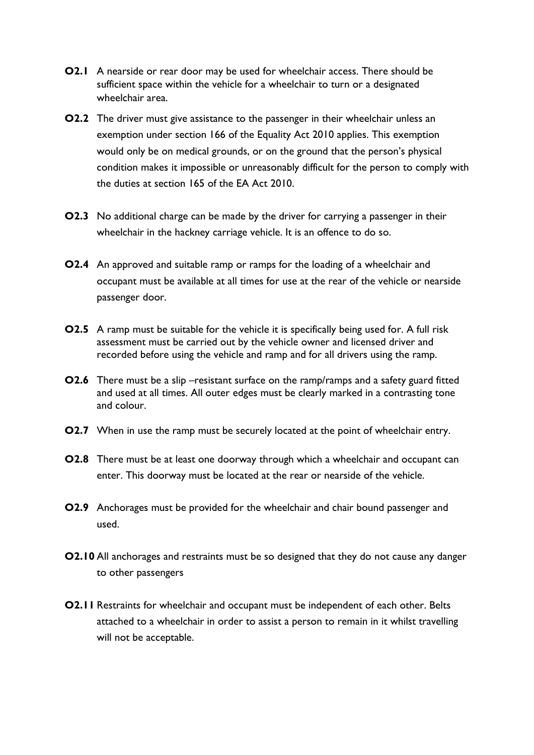**O2.1** A nearside or rear door may be used for wheelchair access. There should be sufficient space within the vehicle for a wheelchair to turn or a designated wheelchair area.

**O2.2** The driver must give assistance to the passenger in their wheelchair unless an exemption under section 166 of the Equality Act 2010 applies. This exemption would only be on medical grounds, or on the ground that the person's physical condition makes it impossible or unreasonably difficult for the person to comply with the duties at section 165 of the EA Act 2010.

**O2.3** No additional charge can be made by the driver for carrying a passenger in their wheelchair in the hackney carriage vehicle. It is an offence to do so.

**O2.4** An approved and suitable ramp or ramps for the loading of a wheelchair and occupant must be available at all times for use at the rear of the vehicle or nearside passenger door.

**O2.5** A ramp must be suitable for the vehicle it is specifically being used for. A full risk assessment must be carried out by the vehicle owner and licensed driver and recorded before using the vehicle and ramp and for all drivers using the ramp.

**O2.6** There must be a slip –resistant surface on the ramp/ramps and a safety guard fitted and used at all times. All outer edges must be clearly marked in a contrasting tone and colour.

**O2.7** When in use the ramp must be securely located at the point of wheelchair entry.

**O2.8** There must be at least one doorway through which a wheelchair and occupant can enter. This doorway must be located at the rear or nearside of the vehicle.

**O2.9** Anchorages must be provided for the wheelchair and chair bound passenger and used.

**O2.10** All anchorages and restraints must be so designed that they do not cause any danger to other passengers

**O2.11** Restraints for wheelchair and occupant must be independent of each other. Belts attached to a wheelchair in order to assist a person to remain in it whilst travelling will not be acceptable.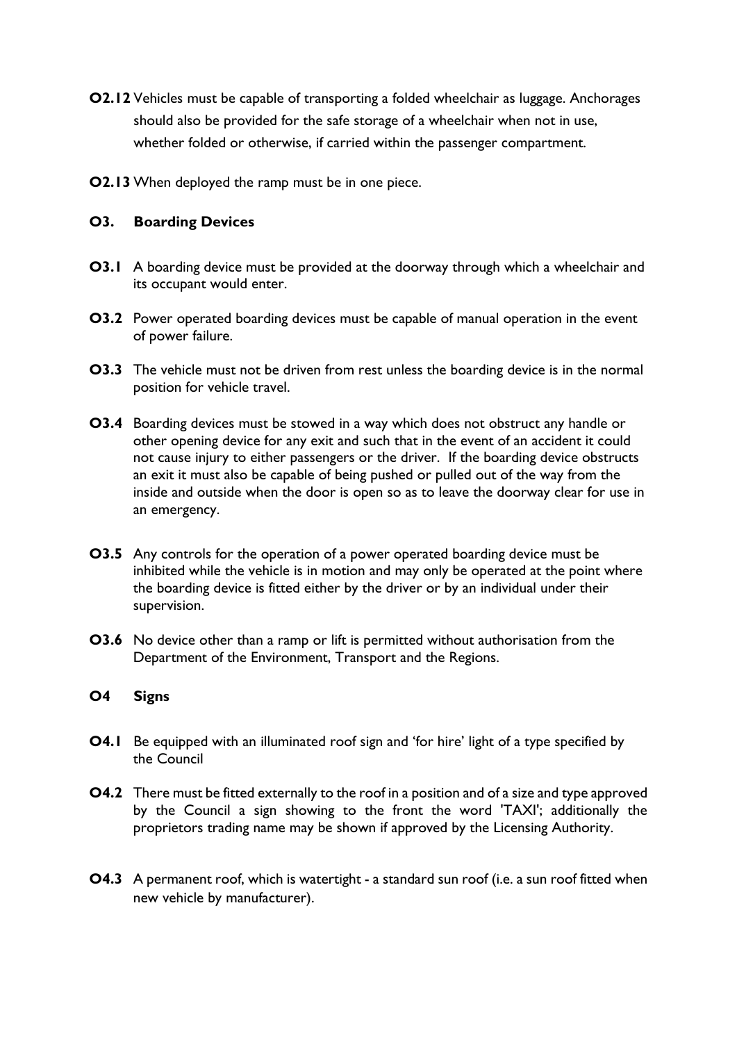**O2.12** Vehicles must be capable of transporting a folded wheelchair as luggage. Anchorages should also be provided for the safe storage of a wheelchair when not in use, whether folded or otherwise, if carried within the passenger compartment.

**O2.13** When deployed the ramp must be in one piece.

## O3. Boarding Devices

**O3.1** A boarding device must be provided at the doorway through which a wheelchair and its occupant would enter.

**O3.2** Power operated boarding devices must be capable of manual operation in the event of power failure.

**O3.3** The vehicle must not be driven from rest unless the boarding device is in the normal position for vehicle travel.

**O3.4** Boarding devices must be stowed in a way which does not obstruct any handle or other opening device for any exit and such that in the event of an accident it could not cause injury to either passengers or the driver. If the boarding device obstructs an exit it must also be capable of being pushed or pulled out of the way from the inside and outside when the door is open so as to leave the doorway clear for use in an emergency.

**O3.5** Any controls for the operation of a power operated boarding device must be inhibited while the vehicle is in motion and may only be operated at the point where the boarding device is fitted either by the driver or by an individual under their supervision.

**O3.6** No device other than a ramp or lift is permitted without authorisation from the Department of the Environment, Transport and the Regions.

## O4 Signs

**O4.1** Be equipped with an illuminated roof sign and 'for hire' light of a type specified by the Council

**O4.2** There must be fitted externally to the roof in a position and of a size and type approved by the Council a sign showing to the front the word 'TAXI'; additionally the proprietors trading name may be shown if approved by the Licensing Authority.

**O4.3** A permanent roof, which is watertight - a standard sun roof (i.e. a sun roof fitted when new vehicle by manufacturer).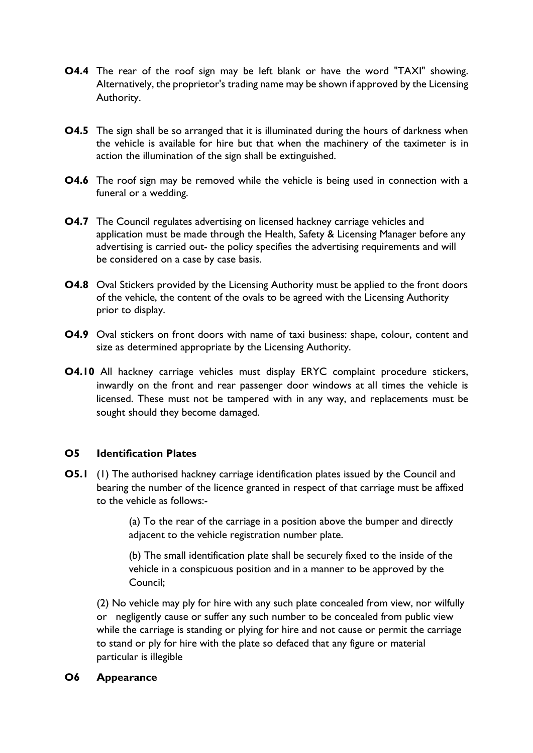**O4.4** The rear of the roof sign may be left blank or have the word "TAXI" showing. Alternatively, the proprietor's trading name may be shown if approved by the Licensing Authority.

**O4.5** The sign shall be so arranged that it is illuminated during the hours of darkness when the vehicle is available for hire but that when the machinery of the taximeter is in action the illumination of the sign shall be extinguished.

**O4.6** The roof sign may be removed while the vehicle is being used in connection with a funeral or a wedding.

**O4.7** The Council regulates advertising on licensed hackney carriage vehicles and application must be made through the Health, Safety & Licensing Manager before any advertising is carried out- the policy specifies the advertising requirements and will be considered on a case by case basis.

**O4.8** Oval Stickers provided by the Licensing Authority must be applied to the front doors of the vehicle, the content of the ovals to be agreed with the Licensing Authority prior to display.

**O4.9** Oval stickers on front doors with name of taxi business: shape, colour, content and size as determined appropriate by the Licensing Authority.

**O4.10** All hackney carriage vehicles must display ERYC complaint procedure stickers, inwardly on the front and rear passenger door windows at all times the vehicle is licensed. These must not be tampered with in any way, and replacements must be sought should they become damaged.

## O5 Identification Plates

**O5.1** (1) The authorised hackney carriage identification plates issued by the Council and bearing the number of the licence granted in respect of that carriage must be affixed to the vehicle as follows:-

(a) To the rear of the carriage in a position above the bumper and directly adjacent to the vehicle registration number plate.

(b) The small identification plate shall be securely fixed to the inside of the vehicle in a conspicuous position and in a manner to be approved by the Council;

(2) No vehicle may ply for hire with any such plate concealed from view, nor wilfully or negligently cause or suffer any such number to be concealed from public view while the carriage is standing or plying for hire and not cause or permit the carriage to stand or ply for hire with the plate so defaced that any figure or material particular is illegible

## O6 Appearance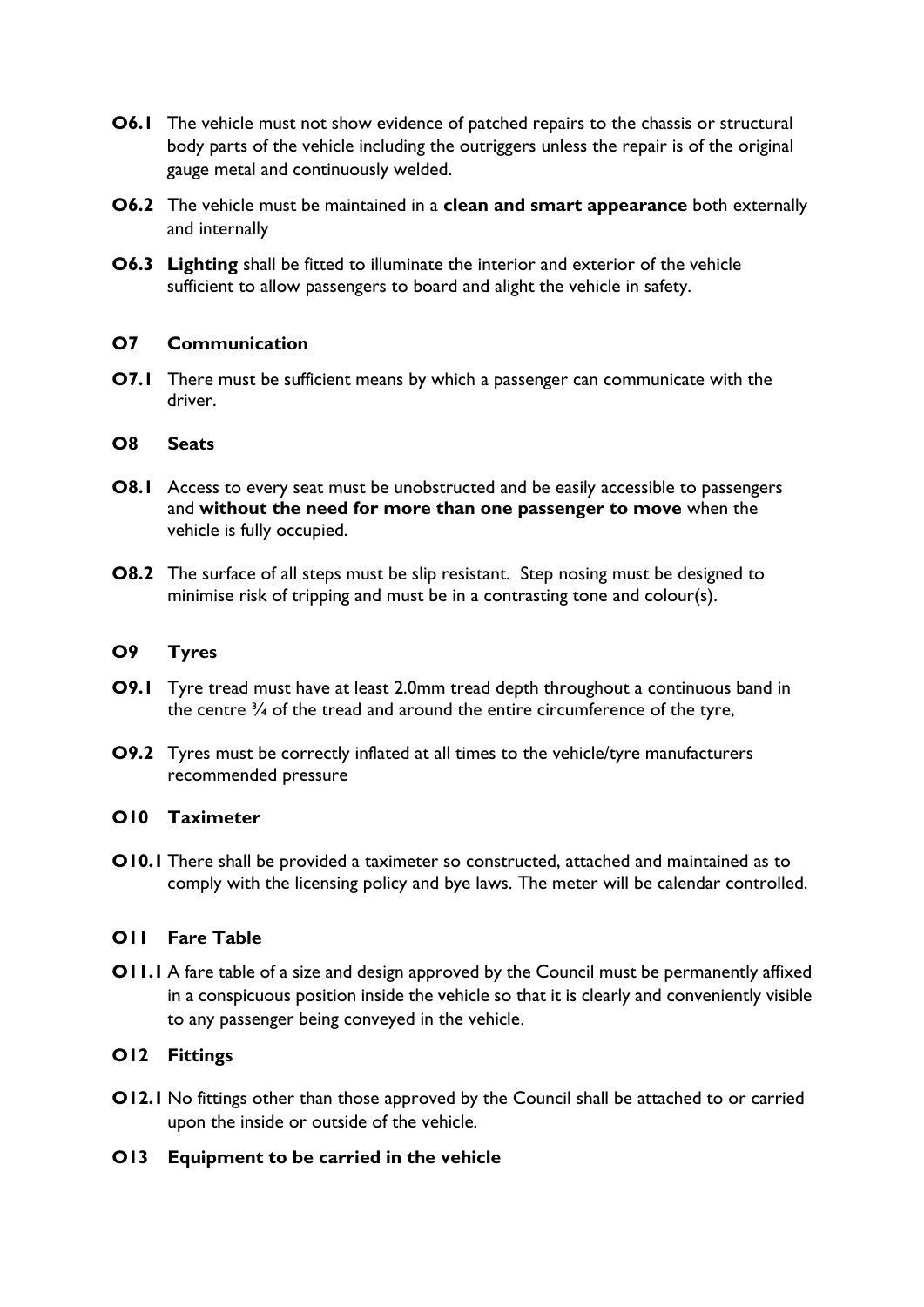**O6.1** The vehicle must not show evidence of patched repairs to the chassis or structural body parts of the vehicle including the outriggers unless the repair is of the original gauge metal and continuously welded.

**O6.2** The vehicle must be maintained in a **clean and smart appearance** both externally and internally

**O6.3** **Lighting** shall be fitted to illuminate the interior and exterior of the vehicle sufficient to allow passengers to board and alight the vehicle in safety.

## O7 Communication

**O7.1** There must be sufficient means by which a passenger can communicate with the driver.

## O8 Seats

**O8.1** Access to every seat must be unobstructed and be easily accessible to passengers and **without the need for more than one passenger to move** when the vehicle is fully occupied.

**O8.2** The surface of all steps must be slip resistant. Step nosing must be designed to minimise risk of tripping and must be in a contrasting tone and colour(s).

## O9 Tyres

**O9.1** Tyre tread must have at least 2.0mm tread depth throughout a continuous band in the centre ¾ of the tread and around the entire circumference of the tyre,

**O9.2** Tyres must be correctly inflated at all times to the vehicle/tyre manufacturers recommended pressure

## O10 Taximeter

**O10.1** There shall be provided a taximeter so constructed, attached and maintained as to comply with the licensing policy and bye laws. The meter will be calendar controlled.

## O11 Fare Table

**O11.1** A fare table of a size and design approved by the Council must be permanently affixed in a conspicuous position inside the vehicle so that it is clearly and conveniently visible to any passenger being conveyed in the vehicle.

## O12 Fittings

**O12.1** No fittings other than those approved by the Council shall be attached to or carried upon the inside or outside of the vehicle.

## O13 Equipment to be carried in the vehicle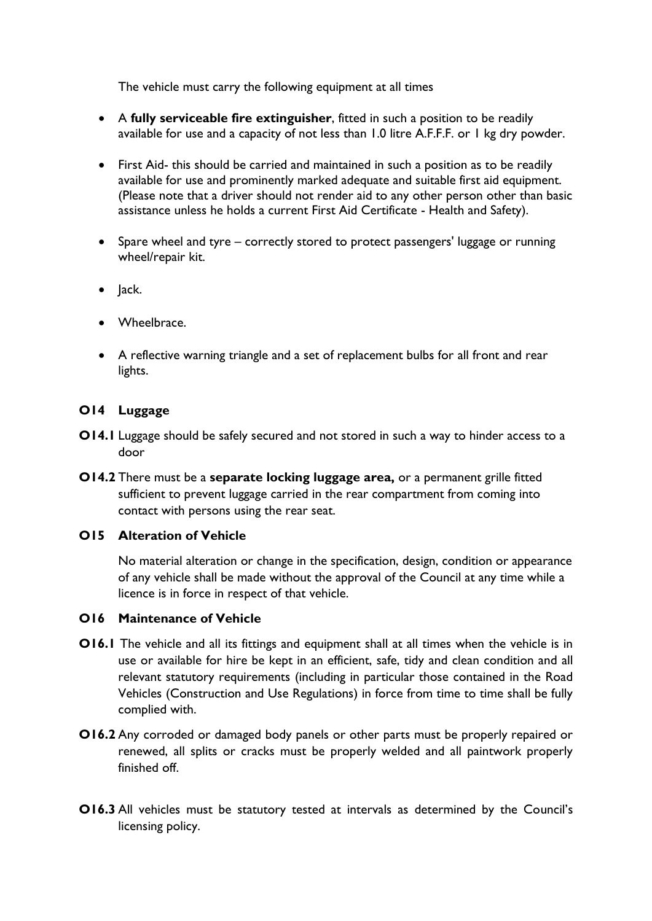The vehicle must carry the following equipment at all times

- A **fully serviceable fire extinguisher**, fitted in such a position to be readily available for use and a capacity of not less than 1.0 litre A.F.F.F. or 1 kg dry powder.
- First Aid- this should be carried and maintained in such a position as to be readily available for use and prominently marked adequate and suitable first aid equipment. (Please note that a driver should not render aid to any other person other than basic assistance unless he holds a current First Aid Certificate - Health and Safety).
- Spare wheel and tyre – correctly stored to protect passengers' luggage or running wheel/repair kit.
- Jack.
- Wheelbrace.
- A reflective warning triangle and a set of replacement bulbs for all front and rear lights.

### O14 Luggage

**O14.1** Luggage should be safely secured and not stored in such a way to hinder access to a door

**O14.2** There must be a **separate locking luggage area,** or a permanent grille fitted sufficient to prevent luggage carried in the rear compartment from coming into contact with persons using the rear seat.

### O15 Alteration of Vehicle

No material alteration or change in the specification, design, condition or appearance of any vehicle shall be made without the approval of the Council at any time while a licence is in force in respect of that vehicle.

### O16 Maintenance of Vehicle

**O16.1** The vehicle and all its fittings and equipment shall at all times when the vehicle is in use or available for hire be kept in an efficient, safe, tidy and clean condition and all relevant statutory requirements (including in particular those contained in the Road Vehicles (Construction and Use Regulations) in force from time to time shall be fully complied with.

**O16.2** Any corroded or damaged body panels or other parts must be properly repaired or renewed, all splits or cracks must be properly welded and all paintwork properly finished off.

**O16.3** All vehicles must be statutory tested at intervals as determined by the Council's licensing policy.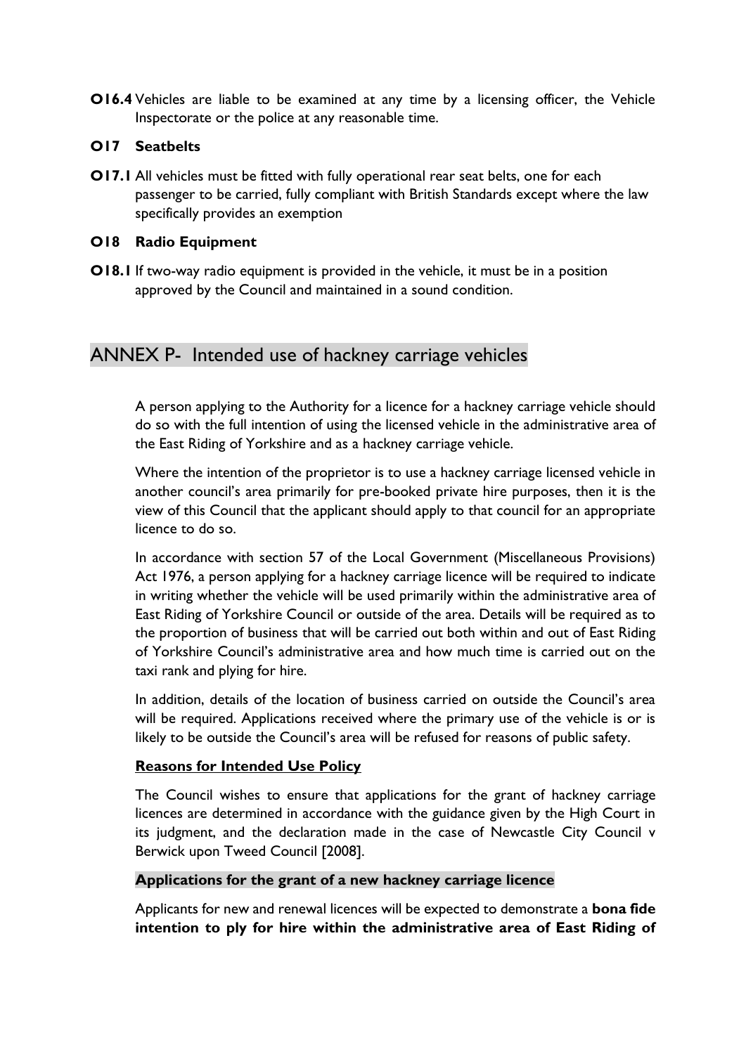**O16.4** Vehicles are liable to be examined at any time by a licensing officer, the Vehicle Inspectorate or the police at any reasonable time.

### O17 Seatbelts

**O17.1** All vehicles must be fitted with fully operational rear seat belts, one for each passenger to be carried, fully compliant with British Standards except where the law specifically provides an exemption

### O18 Radio Equipment

**O18.1** If two-way radio equipment is provided in the vehicle, it must be in a position approved by the Council and maintained in a sound condition.

## ANNEX P- Intended use of hackney carriage vehicles

A person applying to the Authority for a licence for a hackney carriage vehicle should do so with the full intention of using the licensed vehicle in the administrative area of the East Riding of Yorkshire and as a hackney carriage vehicle.

Where the intention of the proprietor is to use a hackney carriage licensed vehicle in another council's area primarily for pre-booked private hire purposes, then it is the view of this Council that the applicant should apply to that council for an appropriate licence to do so.

In accordance with section 57 of the Local Government (Miscellaneous Provisions) Act 1976, a person applying for a hackney carriage licence will be required to indicate in writing whether the vehicle will be used primarily within the administrative area of East Riding of Yorkshire Council or outside of the area. Details will be required as to the proportion of business that will be carried out both within and out of East Riding of Yorkshire Council's administrative area and how much time is carried out on the taxi rank and plying for hire.

In addition, details of the location of business carried on outside the Council's area will be required. Applications received where the primary use of the vehicle is or is likely to be outside the Council's area will be refused for reasons of public safety.

**Reasons for Intended Use Policy**

The Council wishes to ensure that applications for the grant of hackney carriage licences are determined in accordance with the guidance given by the High Court in its judgment, and the declaration made in the case of Newcastle City Council v Berwick upon Tweed Council [2008].

**Applications for the grant of a new hackney carriage licence**

Applicants for new and renewal licences will be expected to demonstrate a **bona fide intention to ply for hire within the administrative area of East Riding of**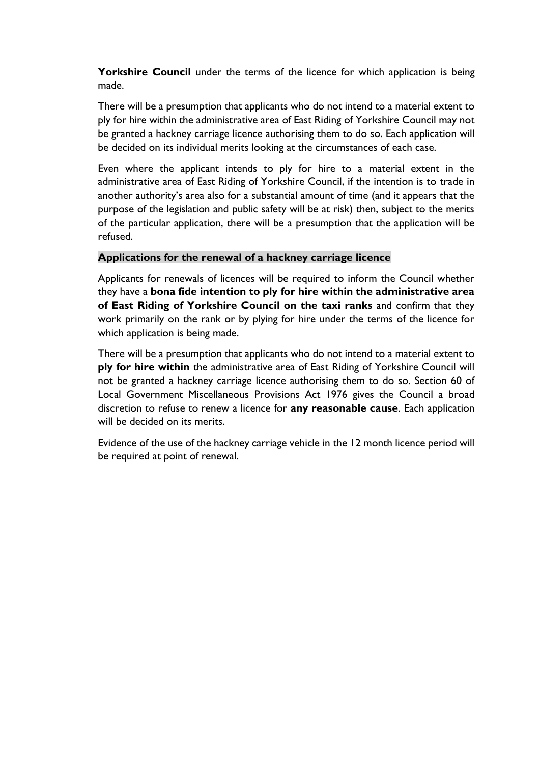**Yorkshire Council** under the terms of the licence for which application is being made.

There will be a presumption that applicants who do not intend to a material extent to ply for hire within the administrative area of East Riding of Yorkshire Council may not be granted a hackney carriage licence authorising them to do so. Each application will be decided on its individual merits looking at the circumstances of each case.

Even where the applicant intends to ply for hire to a material extent in the administrative area of East Riding of Yorkshire Council, if the intention is to trade in another authority's area also for a substantial amount of time (and it appears that the purpose of the legislation and public safety will be at risk) then, subject to the merits of the particular application, there will be a presumption that the application will be refused.

### Applications for the renewal of a hackney carriage licence

Applicants for renewals of licences will be required to inform the Council whether they have a **bona fide intention to ply for hire within the administrative area of East Riding of Yorkshire Council on the taxi ranks** and confirm that they work primarily on the rank or by plying for hire under the terms of the licence for which application is being made.

There will be a presumption that applicants who do not intend to a material extent to **ply for hire within** the administrative area of East Riding of Yorkshire Council will not be granted a hackney carriage licence authorising them to do so. Section 60 of Local Government Miscellaneous Provisions Act 1976 gives the Council a broad discretion to refuse to renew a licence for **any reasonable cause**. Each application will be decided on its merits.

Evidence of the use of the hackney carriage vehicle in the 12 month licence period will be required at point of renewal.